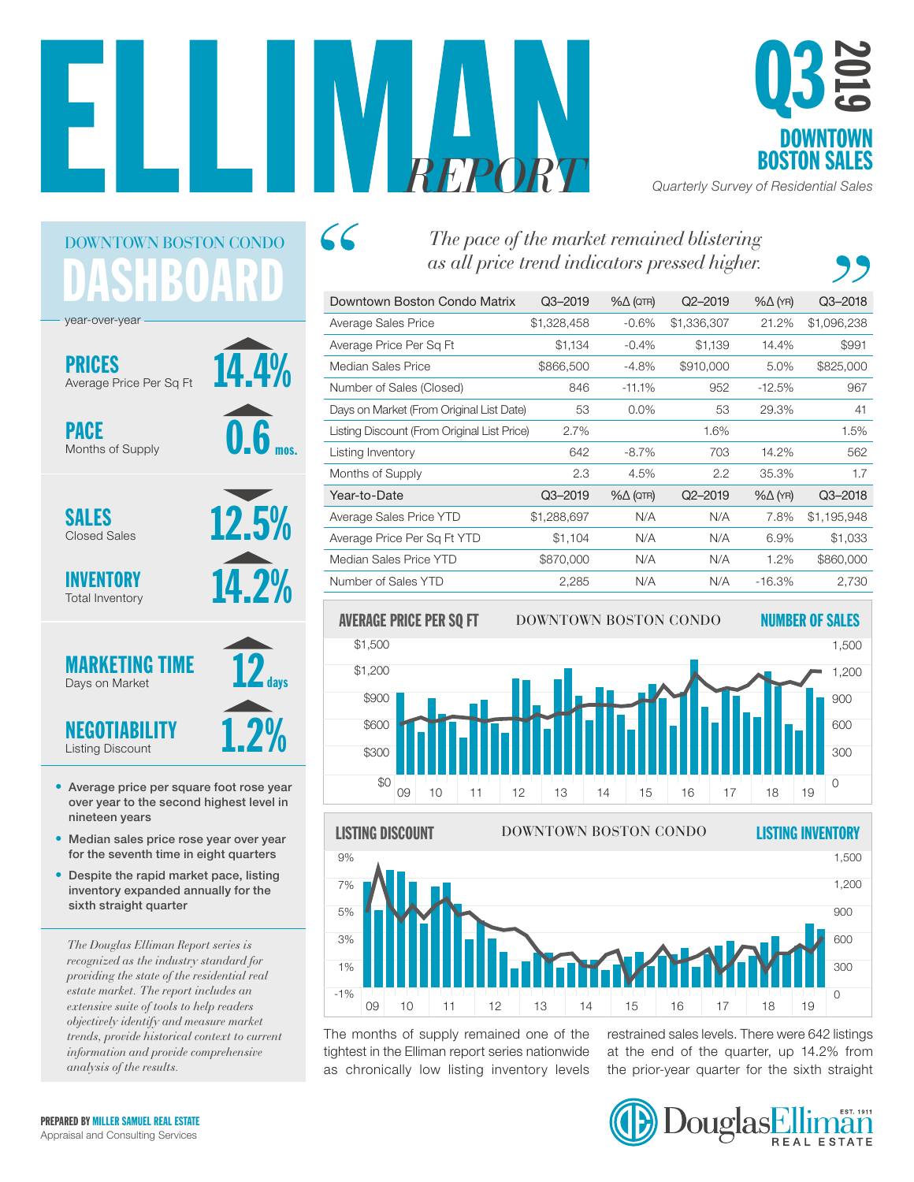# ELLIMAN REPORT

# Q3 2019

## DOWNTOWN BOSTON SALES

*Quarterly Survey of Residential Sales*

## DOWNTOWN BOSTON CONDO DASHBOARD

year-over-year

**PRICES** Average Price Per Sq Ft — ▲ 14.4%

**PACE** Months of Supply — ▲ 0.6 mos.

**SALES** Closed Sales — ▼ 12.5%

**INVENTORY** Total Inventory — ▲ 14.2%

**MARKETING TIME** Days on Market — ▲ 12 days

**NEGOTIABILITY** Listing Discount — ▲ 1.2%

- Average price per square foot rose year over year to the second highest level in nineteen years
- Median sales price rose year over year for the seventh time in eight quarters
- Despite the rapid market pace, listing inventory expanded annually for the sixth straight quarter

*The Douglas Elliman Report series is recognized as the industry standard for providing the state of the residential real estate market. The report includes an extensive suite of tools to help readers objectively identify and measure market trends, provide historical context to current information and provide comprehensive analysis of the results.*

> *"The pace of the market remained blistering as all price trend indicators pressed higher."*

| Downtown Boston Condo Matrix | Q3–2019 | %Δ (QTR) | Q2–2019 | %Δ (YR) | Q3–2018 |
|---|---|---|---|---|---|
| Average Sales Price | $1,328,458 | -0.6% | $1,336,307 | 21.2% | $1,096,238 |
| Average Price Per Sq Ft | $1,134 | -0.4% | $1,139 | 14.4% | $991 |
| Median Sales Price | $866,500 | -4.8% | $910,000 | 5.0% | $825,000 |
| Number of Sales (Closed) | 846 | -11.1% | 952 | -12.5% | 967 |
| Days on Market (From Original List Date) | 53 | 0.0% | 53 | 29.3% | 41 |
| Listing Discount (From Original List Price) | 2.7% | | 1.6% | | 1.5% |
| Listing Inventory | 642 | -8.7% | 703 | 14.2% | 562 |
| Months of Supply | 2.3 | 4.5% | 2.2 | 35.3% | 1.7 |
| **Year-to-Date** | **Q3–2019** | **%Δ (QTR)** | **Q2–2019** | **%Δ (YR)** | **Q3–2018** |
| Average Sales Price YTD | $1,288,697 | N/A | N/A | 7.8% | $1,195,948 |
| Average Price Per Sq Ft YTD | $1,104 | N/A | N/A | 6.9% | $1,033 |
| Median Sales Price YTD | $870,000 | N/A | N/A | 1.2% | $860,000 |
| Number of Sales YTD | 2,285 | N/A | N/A | -16.3% | 2,730 |

**AVERAGE PRICE PER SQ FT** — DOWNTOWN BOSTON CONDO — **NUMBER OF SALES**

**LISTING DISCOUNT** — DOWNTOWN BOSTON CONDO — **LISTING INVENTORY**

The months of supply remained one of the tightest in the Elliman report series nationwide as chronically low listing inventory levels restrained sales levels. There were 642 listings at the end of the quarter, up 14.2% from the prior-year quarter for the sixth straight

**PREPARED BY MILLER SAMUEL REAL ESTATE**
Appraisal and Consulting Services

Douglas Elliman REAL ESTATE — EST. 1911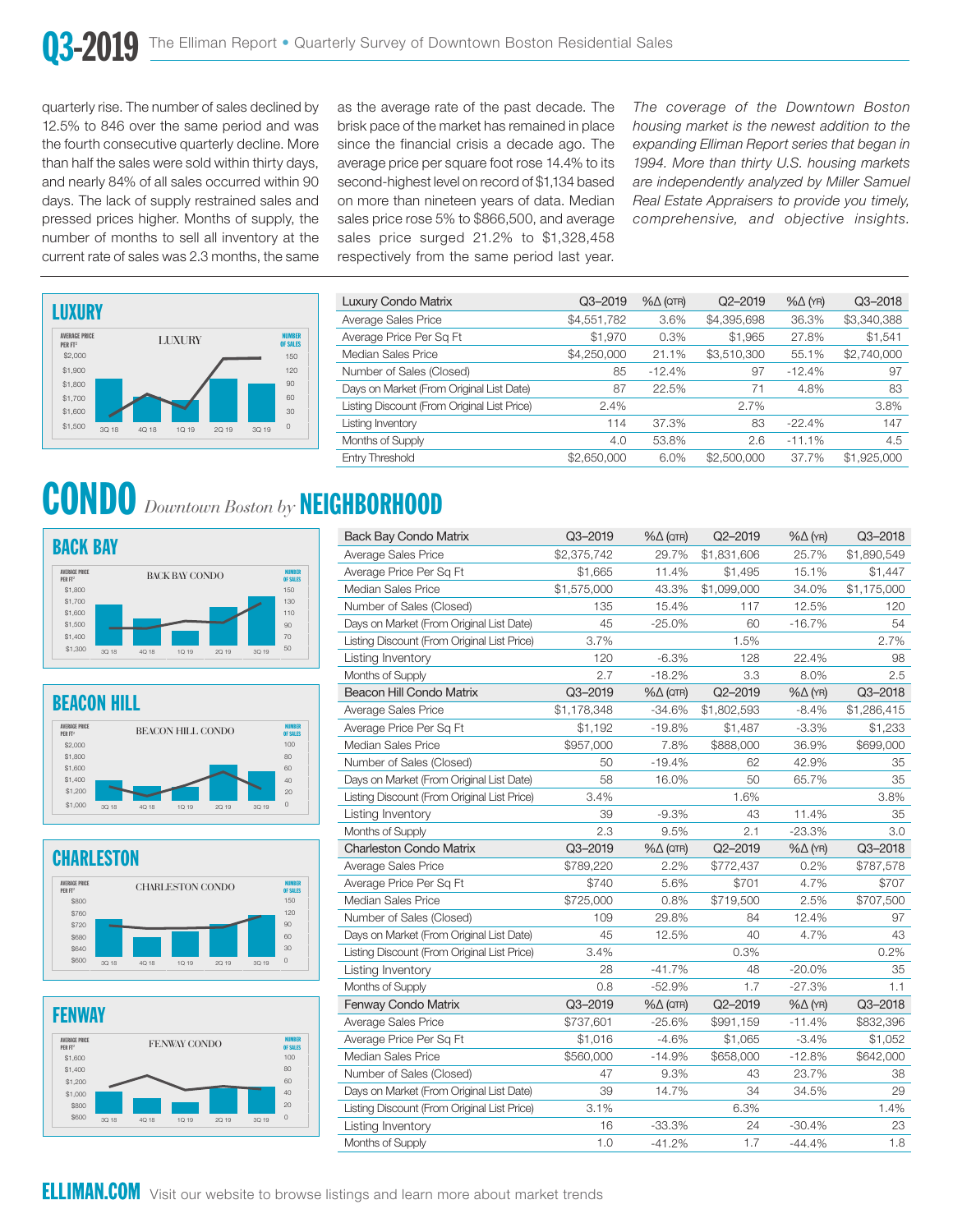quarterly rise. The number of sales declined by 12.5% to 846 over the same period and was the fourth consecutive quarterly decline. More than half the sales were sold within thirty days, and nearly 84% of all sales occurred within 90 days. The lack of supply restrained sales and pressed prices higher. Months of supply, the number of months to sell all inventory at the current rate of sales was 2.3 months, the same as the average rate of the past decade. The brisk pace of the market has remained in place since the financial crisis a decade ago. The average price per square foot rose 14.4% to its second-highest level on record of $1,134 based on more than nineteen years of data. Median sales price rose 5% to $866,500, and average sales price surged 21.2% to $1,328,458 respectively from the same period last year.

*The coverage of the Downtown Boston housing market is the newest addition to the expanding Elliman Report series that began in 1994. More than thirty U.S. housing markets are independently analyzed by Miller Samuel Real Estate Appraisers to provide you timely, comprehensive, and objective insights.*

## LUXURY

| Luxury Condo Matrix | Q3–2019 | %Δ (QTR) | Q2–2019 | %Δ (YR) | Q3–2018 |
|---|---|---|---|---|---|
| Average Sales Price | $4,551,782 | 3.6% | $4,395,698 | 36.3% | $3,340,388 |
| Average Price Per Sq Ft | $1,970 | 0.3% | $1,965 | 27.8% | $1,541 |
| Median Sales Price | $4,250,000 | 21.1% | $3,510,300 | 55.1% | $2,740,000 |
| Number of Sales (Closed) | 85 | -12.4% | 97 | -12.4% | 97 |
| Days on Market (From Original List Date) | 87 | 22.5% | 71 | 4.8% | 83 |
| Listing Discount (From Original List Price) | 2.4% | | 2.7% | | 3.8% |
| Listing Inventory | 114 | 37.3% | 83 | -22.4% | 147 |
| Months of Supply | 4.0 | 53.8% | 2.6 | -11.1% | 4.5 |
| Entry Threshold | $2,650,000 | 6.0% | $2,500,000 | 37.7% | $1,925,000 |

# CONDO *Downtown Boston by* NEIGHBORHOOD

## BACK BAY

| Back Bay Condo Matrix | Q3–2019 | %Δ (QTR) | Q2–2019 | %Δ (YR) | Q3–2018 |
|---|---|---|---|---|---|
| Average Sales Price | $2,375,742 | 29.7% | $1,831,606 | 25.7% | $1,890,549 |
| Average Price Per Sq Ft | $1,665 | 11.4% | $1,495 | 15.1% | $1,447 |
| Median Sales Price | $1,575,000 | 43.3% | $1,099,000 | 34.0% | $1,175,000 |
| Number of Sales (Closed) | 135 | 15.4% | 117 | 12.5% | 120 |
| Days on Market (From Original List Date) | 45 | -25.0% | 60 | -16.7% | 54 |
| Listing Discount (From Original List Price) | 3.7% | | 1.5% | | 2.7% |
| Listing Inventory | 120 | -6.3% | 128 | 22.4% | 98 |
| Months of Supply | 2.7 | -18.2% | 3.3 | 8.0% | 2.5 |

## BEACON HILL

| Beacon Hill Condo Matrix | Q3–2019 | %Δ (QTR) | Q2–2019 | %Δ (YR) | Q3–2018 |
|---|---|---|---|---|---|
| Average Sales Price | $1,178,348 | -34.6% | $1,802,593 | -8.4% | $1,286,415 |
| Average Price Per Sq Ft | $1,192 | -19.8% | $1,487 | -3.3% | $1,233 |
| Median Sales Price | $957,000 | 7.8% | $888,000 | 36.9% | $699,000 |
| Number of Sales (Closed) | 50 | -19.4% | 62 | 42.9% | 35 |
| Days on Market (From Original List Date) | 58 | 16.0% | 50 | 65.7% | 35 |
| Listing Discount (From Original List Price) | 3.4% | | 1.6% | | 3.8% |
| Listing Inventory | 39 | -9.3% | 43 | 11.4% | 35 |
| Months of Supply | 2.3 | 9.5% | 2.1 | -23.3% | 3.0 |

## CHARLESTON

| Charleston Condo Matrix | Q3–2019 | %Δ (QTR) | Q2–2019 | %Δ (YR) | Q3–2018 |
|---|---|---|---|---|---|
| Average Sales Price | $789,220 | 2.2% | $772,437 | 0.2% | $787,578 |
| Average Price Per Sq Ft | $740 | 5.6% | $701 | 4.7% | $707 |
| Median Sales Price | $725,000 | 0.8% | $719,500 | 2.5% | $707,500 |
| Number of Sales (Closed) | 109 | 29.8% | 84 | 12.4% | 97 |
| Days on Market (From Original List Date) | 45 | 12.5% | 40 | 4.7% | 43 |
| Listing Discount (From Original List Price) | 3.4% | | 0.3% | | 0.2% |
| Listing Inventory | 28 | -41.7% | 48 | -20.0% | 35 |
| Months of Supply | 0.8 | -52.9% | 1.7 | -27.3% | 1.1 |

## FENWAY

| Fenway Condo Matrix | Q3–2019 | %Δ (QTR) | Q2–2019 | %Δ (YR) | Q3–2018 |
|---|---|---|---|---|---|
| Average Sales Price | $737,601 | -25.6% | $991,159 | -11.4% | $832,396 |
| Average Price Per Sq Ft | $1,016 | -4.6% | $1,065 | -3.4% | $1,052 |
| Median Sales Price | $560,000 | -14.9% | $658,000 | -12.8% | $642,000 |
| Number of Sales (Closed) | 47 | 9.3% | 43 | 23.7% | 38 |
| Days on Market (From Original List Date) | 39 | 14.7% | 34 | 34.5% | 29 |
| Listing Discount (From Original List Price) | 3.1% | | 6.3% | | 1.4% |
| Listing Inventory | 16 | -33.3% | 24 | -30.4% | 23 |
| Months of Supply | 1.0 | -41.2% | 1.7 | -44.4% | 1.8 |

**ELLIMAN.COM** Visit our website to browse listings and learn more about market trends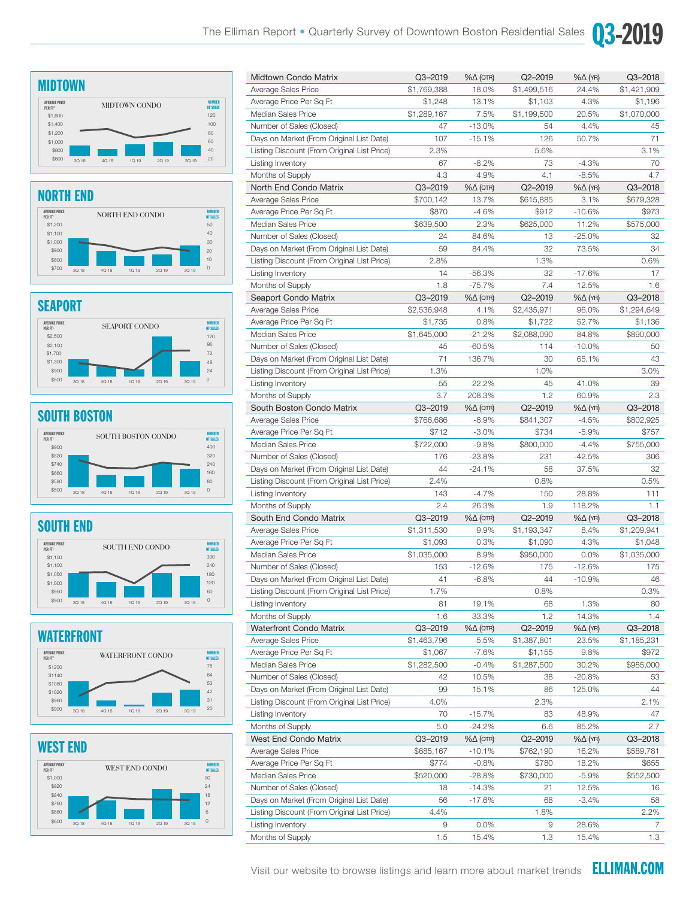## MIDTOWN

MIDTOWN CONDO

| Midtown Condo Matrix | Q3–2019 | %Δ (QTR) | Q2–2019 | %Δ (YR) | Q3–2018 |
|---|---|---|---|---|---|
| Average Sales Price | $1,769,388 | 18.0% | $1,499,516 | 24.4% | $1,421,909 |
| Average Price Per Sq Ft | $1,248 | 13.1% | $1,103 | 4.3% | $1,196 |
| Median Sales Price | $1,289,167 | 7.5% | $1,199,500 | 20.5% | $1,070,000 |
| Number of Sales (Closed) | 47 | -13.0% | 54 | 4.4% | 45 |
| Days on Market (From Original List Date) | 107 | -15.1% | 126 | 50.7% | 71 |
| Listing Discount (From Original List Price) | 2.3% | | 5.6% | | 3.1% |
| Listing Inventory | 67 | -8.2% | 73 | -4.3% | 70 |
| Months of Supply | 4.3 | 4.9% | 4.1 | -8.5% | 4.7 |

## NORTH END

NORTH END CONDO

| North End Condo Matrix | Q3–2019 | %Δ (QTR) | Q2–2019 | %Δ (YR) | Q3–2018 |
|---|---|---|---|---|---|
| Average Sales Price | $700,142 | 13.7% | $615,885 | 3.1% | $679,328 |
| Average Price Per Sq Ft | $870 | -4.6% | $912 | -10.6% | $973 |
| Median Sales Price | $639,500 | 2.3% | $625,000 | 11.2% | $575,000 |
| Number of Sales (Closed) | 24 | 84.6% | 13 | -25.0% | 32 |
| Days on Market (From Original List Date) | 59 | 84.4% | 32 | 73.5% | 34 |
| Listing Discount (From Original List Price) | 2.8% | | 1.3% | | 0.6% |
| Listing Inventory | 14 | -56.3% | 32 | -17.6% | 17 |
| Months of Supply | 1.8 | -75.7% | 7.4 | 12.5% | 1.6 |

## SEAPORT

SEAPORT CONDO

| Seaport Condo Matrix | Q3–2019 | %Δ (QTR) | Q2–2019 | %Δ (YR) | Q3–2018 |
|---|---|---|---|---|---|
| Average Sales Price | $2,536,948 | 4.1% | $2,435,971 | 96.0% | $1,294,649 |
| Average Price Per Sq Ft | $1,735 | 0.8% | $1,722 | 52.7% | $1,136 |
| Median Sales Price | $1,645,000 | -21.2% | $2,088,090 | 84.8% | $890,000 |
| Number of Sales (Closed) | 45 | -60.5% | 114 | -10.0% | 50 |
| Days on Market (From Original List Date) | 71 | 136.7% | 30 | 65.1% | 43 |
| Listing Discount (From Original List Price) | 1.3% | | 1.0% | | 3.0% |
| Listing Inventory | 55 | 22.2% | 45 | 41.0% | 39 |
| Months of Supply | 3.7 | 208.3% | 1.2 | 60.9% | 2.3 |

## SOUTH BOSTON

SOUTH BOSTON CONDO

| South Boston Condo Matrix | Q3–2019 | %Δ (QTR) | Q2–2019 | %Δ (YR) | Q3–2018 |
|---|---|---|---|---|---|
| Average Sales Price | $766,686 | -8.9% | $841,307 | -4.5% | $802,925 |
| Average Price Per Sq Ft | $712 | -3.0% | $734 | -5.9% | $757 |
| Median Sales Price | $722,000 | -9.8% | $800,000 | -4.4% | $755,000 |
| Number of Sales (Closed) | 176 | -23.8% | 231 | -42.5% | 306 |
| Days on Market (From Original List Date) | 44 | -24.1% | 58 | 37.5% | 32 |
| Listing Discount (From Original List Price) | 2.4% | | 0.8% | | 0.5% |
| Listing Inventory | 143 | -4.7% | 150 | 28.8% | 111 |
| Months of Supply | 2.4 | 26.3% | 1.9 | 118.2% | 1.1 |

## SOUTH END

SOUTH END CONDO

| South End Condo Matrix | Q3–2019 | %Δ (QTR) | Q2–2019 | %Δ (YR) | Q3–2018 |
|---|---|---|---|---|---|
| Average Sales Price | $1,311,530 | 9.9% | $1,193,347 | 8.4% | $1,209,941 |
| Average Price Per Sq Ft | $1,093 | 0.3% | $1,090 | 4.3% | $1,048 |
| Median Sales Price | $1,035,000 | 8.9% | $950,000 | 0.0% | $1,035,000 |
| Number of Sales (Closed) | 153 | -12.6% | 175 | -12.6% | 175 |
| Days on Market (From Original List Date) | 41 | -6.8% | 44 | -10.9% | 46 |
| Listing Discount (From Original List Price) | 1.7% | | 0.8% | | 0.3% |
| Listing Inventory | 81 | 19.1% | 68 | 1.3% | 80 |
| Months of Supply | 1.6 | 33.3% | 1.2 | 14.3% | 1.4 |

## WATERFRONT

WATERFRONT CONDO

| Waterfront Condo Matrix | Q3–2019 | %Δ (QTR) | Q2–2019 | %Δ (YR) | Q3–2018 |
|---|---|---|---|---|---|
| Average Sales Price | $1,463,796 | 5.5% | $1,387,801 | 23.5% | $1,185,231 |
| Average Price Per Sq Ft | $1,067 | -7.6% | $1,155 | 9.8% | $972 |
| Median Sales Price | $1,282,500 | -0.4% | $1,287,500 | 30.2% | $985,000 |
| Number of Sales (Closed) | 42 | 10.5% | 38 | -20.8% | 53 |
| Days on Market (From Original List Date) | 99 | 15.1% | 86 | 125.0% | 44 |
| Listing Discount (From Original List Price) | 4.0% | | 2.3% | | 2.1% |
| Listing Inventory | 70 | -15.7% | 83 | 48.9% | 47 |
| Months of Supply | 5.0 | -24.2% | 6.6 | 85.2% | 2.7 |

## WEST END

WEST END CONDO

| West End Condo Matrix | Q3–2019 | %Δ (QTR) | Q2–2019 | %Δ (YR) | Q3–2018 |
|---|---|---|---|---|---|
| Average Sales Price | $685,167 | -10.1% | $762,190 | 16.2% | $589,781 |
| Average Price Per Sq Ft | $774 | -0.8% | $780 | 18.2% | $655 |
| Median Sales Price | $520,000 | -28.8% | $730,000 | -5.9% | $552,500 |
| Number of Sales (Closed) | 18 | -14.3% | 21 | 12.5% | 16 |
| Days on Market (From Original List Date) | 56 | -17.6% | 68 | -3.4% | 58 |
| Listing Discount (From Original List Price) | 4.4% | | 1.8% | | 2.2% |
| Listing Inventory | 9 | 0.0% | 9 | 28.6% | 7 |
| Months of Supply | 1.5 | 15.4% | 1.3 | 15.4% | 1.3 |

Visit our website to browse listings and learn more about market trends ELLIMAN.COM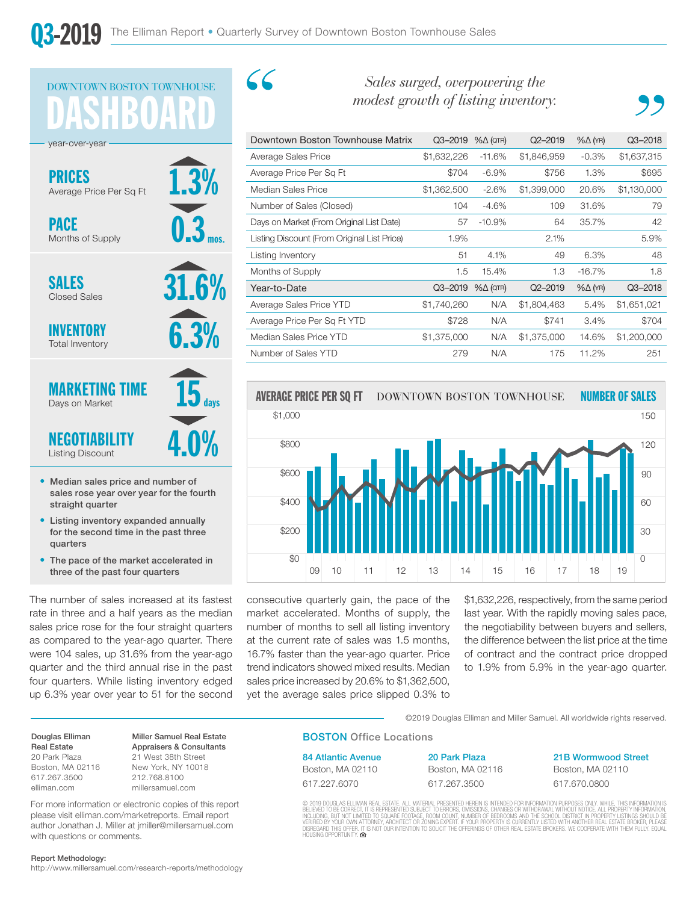# Q3-2019 The Elliman Report • Quarterly Survey of Downtown Boston Townhouse Sales

## DOWNTOWN BOSTON TOWNHOUSE DASHBOARD

year-over-year

**PRICES** Average Price Per Sq Ft — 1.3%

**PACE** Months of Supply — 0.3 mos.

**SALES** Closed Sales — 31.6%

**INVENTORY** Total Inventory — 6.3%

**MARKETING TIME** Days on Market — 15 days

**NEGOTIABILITY** Listing Discount — 4.0%

- Median sales price and number of sales rose year over year for the fourth straight quarter
- Listing inventory expanded annually for the second time in the past three quarters
- The pace of the market accelerated in three of the past four quarters

*“Sales surged, overpowering the modest growth of listing inventory.”*

| Downtown Boston Townhouse Matrix | Q3–2019 | %Δ (QTR) | Q2–2019 | %Δ (YR) | Q3–2018 |
|---|---|---|---|---|---|
| Average Sales Price | $1,632,226 | -11.6% | $1,846,959 | -0.3% | $1,637,315 |
| Average Price Per Sq Ft | $704 | -6.9% | $756 | 1.3% | $695 |
| Median Sales Price | $1,362,500 | -2.6% | $1,399,000 | 20.6% | $1,130,000 |
| Number of Sales (Closed) | 104 | -4.6% | 109 | 31.6% | 79 |
| Days on Market (From Original List Date) | 57 | -10.9% | 64 | 35.7% | 42 |
| Listing Discount (From Original List Price) | 1.9% | | 2.1% | | 5.9% |
| Listing Inventory | 51 | 4.1% | 49 | 6.3% | 48 |
| Months of Supply | 1.5 | 15.4% | 1.3 | -16.7% | 1.8 |
| **Year-to-Date** | **Q3–2019** | **%Δ (QTR)** | **Q2–2019** | **%Δ (YR)** | **Q3–2018** |
| Average Sales Price YTD | $1,740,260 | N/A | $1,804,463 | 5.4% | $1,651,021 |
| Average Price Per Sq Ft YTD | $728 | N/A | $741 | 3.4% | $704 |
| Median Sales Price YTD | $1,375,000 | N/A | $1,375,000 | 14.6% | $1,200,000 |
| Number of Sales YTD | 279 | N/A | 175 | 11.2% | 251 |

AVERAGE PRICE PER SQ FT — DOWNTOWN BOSTON TOWNHOUSE — NUMBER OF SALES

$1,000 $800 $600 $400 $200 $0

150 120 90 60 30 0

09 10 11 12 13 14 15 16 17 18 19

The number of sales increased at its fastest rate in three and a half years as the median sales price rose for the four straight quarters as compared to the year-ago quarter. There were 104 sales, up 31.6% from the year-ago quarter and the third annual rise in the past four quarters. While listing inventory edged up 6.3% year over year to 51 for the second consecutive quarterly gain, the pace of the market accelerated. Months of supply, the number of months to sell all listing inventory at the current rate of sales was 1.5 months, 16.7% faster than the year-ago quarter. Price trend indicators showed mixed results. Median sales price increased by 20.6% to $1,362,500, yet the average sales price slipped 0.3% to $1,632,226, respectively, from the same period last year. With the rapidly moving sales pace, the negotiability between buyers and sellers, the difference between the list price at the time of contract and the contract price dropped to 1.9% from 5.9% in the year-ago quarter.

©2019 Douglas Elliman and Miller Samuel. All worldwide rights reserved.

**Douglas Elliman Real Estate**
20 Park Plaza
Boston, MA 02116
617.267.3500
elliman.com

**Miller Samuel Real Estate Appraisers & Consultants**
21 West 38th Street
New York, NY 10018
212.768.8100
millersamuel.com

For more information or electronic copies of this report please visit elliman.com/marketreports. Email report author Jonathan J. Miller at jmiller@millersamuel.com with questions or comments.

**Report Methodology:**
http://www.millersamuel.com/research-reports/methodology

### BOSTON Office Locations

**84 Atlantic Avenue**
Boston, MA 02110
617.227.6070

**20 Park Plaza**
Boston, MA 02116
617.267.3500

**21B Wormwood Street**
Boston, MA 02110
617.670.0800

© 2019 DOUGLAS ELLIMAN REAL ESTATE. ALL MATERIAL PRESENTED HEREIN IS INTENDED FOR INFORMATION PURPOSES ONLY. WHILE, THIS INFORMATION IS BELIEVED TO BE CORRECT, IT IS REPRESENTED SUBJECT TO ERRORS, OMISSIONS, CHANGES OR WITHDRAWAL WITHOUT NOTICE. ALL PROPERTY INFORMATION, INCLUDING, BUT NOT LIMITED TO SQUARE FOOTAGE, ROOM COUNT, NUMBER OF BEDROOMS AND THE SCHOOL DISTRICT IN PROPERTY LISTINGS SHOULD BE VERIFIED BY YOUR OWN ATTORNEY, ARCHITECT OR ZONING EXPERT. IF YOUR PROPERTY IS CURRENTLY LISTED WITH ANOTHER REAL ESTATE BROKER, PLEASE DISREGARD THIS OFFER. IT IS NOT OUR INTENTION TO SOLICIT THE OFFERINGS OF OTHER REAL ESTATE BROKERS. WE COOPERATE WITH THEM FULLY. EQUAL HOUSING OPPORTUNITY.